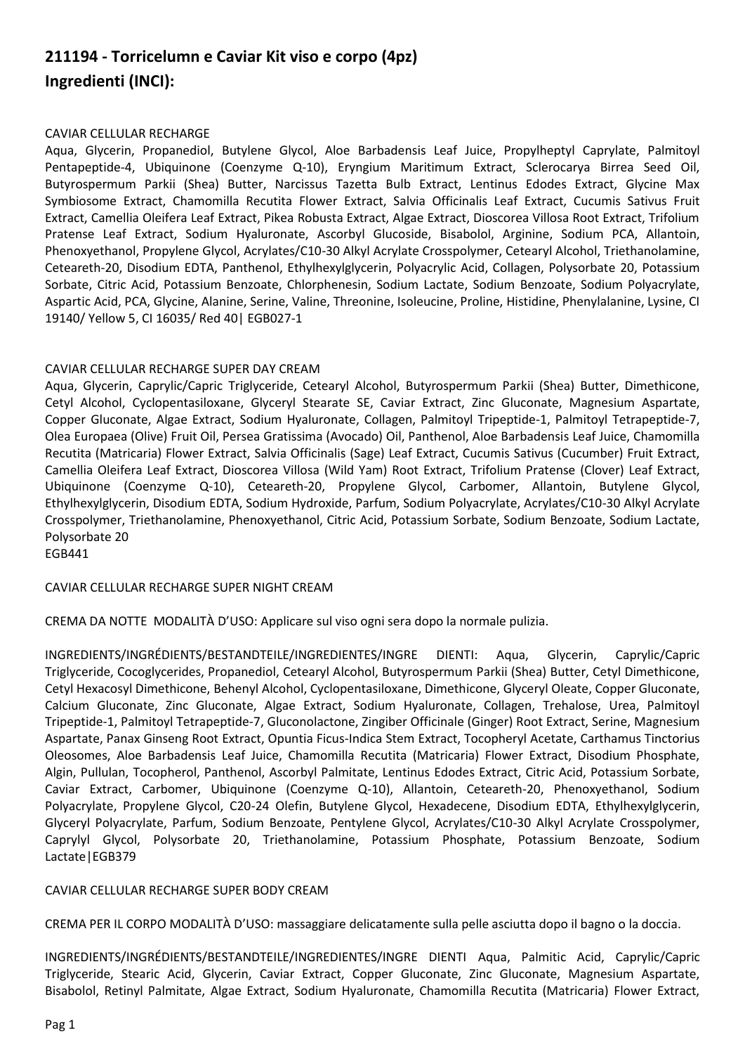# 211194 - Torricelumn e Caviar Kit viso e corpo (4pz)
# Ingredienti (INCI):

CAVIAR CELLULAR RECHARGE

Aqua, Glycerin, Propanediol, Butylene Glycol, Aloe Barbadensis Leaf Juice, Propylheptyl Caprylate, Palmitoyl Pentapeptide-4, Ubiquinone (Coenzyme Q-10), Eryngium Maritimum Extract, Sclerocarya Birrea Seed Oil, Butyrospermum Parkii (Shea) Butter, Narcissus Tazetta Bulb Extract, Lentinus Edodes Extract, Glycine Max Symbiosome Extract, Chamomilla Recutita Flower Extract, Salvia Officinalis Leaf Extract, Cucumis Sativus Fruit Extract, Camellia Oleifera Leaf Extract, Pikea Robusta Extract, Algae Extract, Dioscorea Villosa Root Extract, Trifolium Pratense Leaf Extract, Sodium Hyaluronate, Ascorbyl Glucoside, Bisabolol, Arginine, Sodium PCA, Allantoin, Phenoxyethanol, Propylene Glycol, Acrylates/C10-30 Alkyl Acrylate Crosspolymer, Cetearyl Alcohol, Triethanolamine, Ceteareth-20, Disodium EDTA, Panthenol, Ethylhexylglycerin, Polyacrylic Acid, Collagen, Polysorbate 20, Potassium Sorbate, Citric Acid, Potassium Benzoate, Chlorphenesin, Sodium Lactate, Sodium Benzoate, Sodium Polyacrylate, Aspartic Acid, PCA, Glycine, Alanine, Serine, Valine, Threonine, Isoleucine, Proline, Histidine, Phenylalanine, Lysine, CI 19140/ Yellow 5, CI 16035/ Red 40| EGB027-1

CAVIAR CELLULAR RECHARGE SUPER DAY CREAM

Aqua, Glycerin, Caprylic/Capric Triglyceride, Cetearyl Alcohol, Butyrospermum Parkii (Shea) Butter, Dimethicone, Cetyl Alcohol, Cyclopentasiloxane, Glyceryl Stearate SE, Caviar Extract, Zinc Gluconate, Magnesium Aspartate, Copper Gluconate, Algae Extract, Sodium Hyaluronate, Collagen, Palmitoyl Tripeptide-1, Palmitoyl Tetrapeptide-7, Olea Europaea (Olive) Fruit Oil, Persea Gratissima (Avocado) Oil, Panthenol, Aloe Barbadensis Leaf Juice, Chamomilla Recutita (Matricaria) Flower Extract, Salvia Officinalis (Sage) Leaf Extract, Cucumis Sativus (Cucumber) Fruit Extract, Camellia Oleifera Leaf Extract, Dioscorea Villosa (Wild Yam) Root Extract, Trifolium Pratense (Clover) Leaf Extract, Ubiquinone (Coenzyme Q-10), Ceteareth-20, Propylene Glycol, Carbomer, Allantoin, Butylene Glycol, Ethylhexylglycerin, Disodium EDTA, Sodium Hydroxide, Parfum, Sodium Polyacrylate, Acrylates/C10-30 Alkyl Acrylate Crosspolymer, Triethanolamine, Phenoxyethanol, Citric Acid, Potassium Sorbate, Sodium Benzoate, Sodium Lactate, Polysorbate 20
EGB441

CAVIAR CELLULAR RECHARGE SUPER NIGHT CREAM

CREMA DA NOTTE MODALITÀ D'USO: Applicare sul viso ogni sera dopo la normale pulizia.

INGREDIENTS/INGRÉDIENTS/BESTANDTEILE/INGREDIENTES/INGRE DIENTI: Aqua, Glycerin, Caprylic/Capric Triglyceride, Cocoglycerides, Propanediol, Cetearyl Alcohol, Butyrospermum Parkii (Shea) Butter, Cetyl Dimethicone, Cetyl Hexacosyl Dimethicone, Behenyl Alcohol, Cyclopentasiloxane, Dimethicone, Glyceryl Oleate, Copper Gluconate, Calcium Gluconate, Zinc Gluconate, Algae Extract, Sodium Hyaluronate, Collagen, Trehalose, Urea, Palmitoyl Tripeptide-1, Palmitoyl Tetrapeptide-7, Gluconolactone, Zingiber Officinale (Ginger) Root Extract, Serine, Magnesium Aspartate, Panax Ginseng Root Extract, Opuntia Ficus-Indica Stem Extract, Tocopheryl Acetate, Carthamus Tinctorius Oleosomes, Aloe Barbadensis Leaf Juice, Chamomilla Recutita (Matricaria) Flower Extract, Disodium Phosphate, Algin, Pullulan, Tocopherol, Panthenol, Ascorbyl Palmitate, Lentinus Edodes Extract, Citric Acid, Potassium Sorbate, Caviar Extract, Carbomer, Ubiquinone (Coenzyme Q-10), Allantoin, Ceteareth-20, Phenoxyethanol, Sodium Polyacrylate, Propylene Glycol, C20-24 Olefin, Butylene Glycol, Hexadecene, Disodium EDTA, Ethylhexylglycerin, Glyceryl Polyacrylate, Parfum, Sodium Benzoate, Pentylene Glycol, Acrylates/C10-30 Alkyl Acrylate Crosspolymer, Caprylyl Glycol, Polysorbate 20, Triethanolamine, Potassium Phosphate, Potassium Benzoate, Sodium Lactate|EGB379

CAVIAR CELLULAR RECHARGE SUPER BODY CREAM

CREMA PER IL CORPO MODALITÀ D'USO: massaggiare delicatamente sulla pelle asciutta dopo il bagno o la doccia.

INGREDIENTS/INGRÉDIENTS/BESTANDTEILE/INGREDIENTES/INGRE DIENTI Aqua, Palmitic Acid, Caprylic/Capric Triglyceride, Stearic Acid, Glycerin, Caviar Extract, Copper Gluconate, Zinc Gluconate, Magnesium Aspartate, Bisabolol, Retinyl Palmitate, Algae Extract, Sodium Hyaluronate, Chamomilla Recutita (Matricaria) Flower Extract,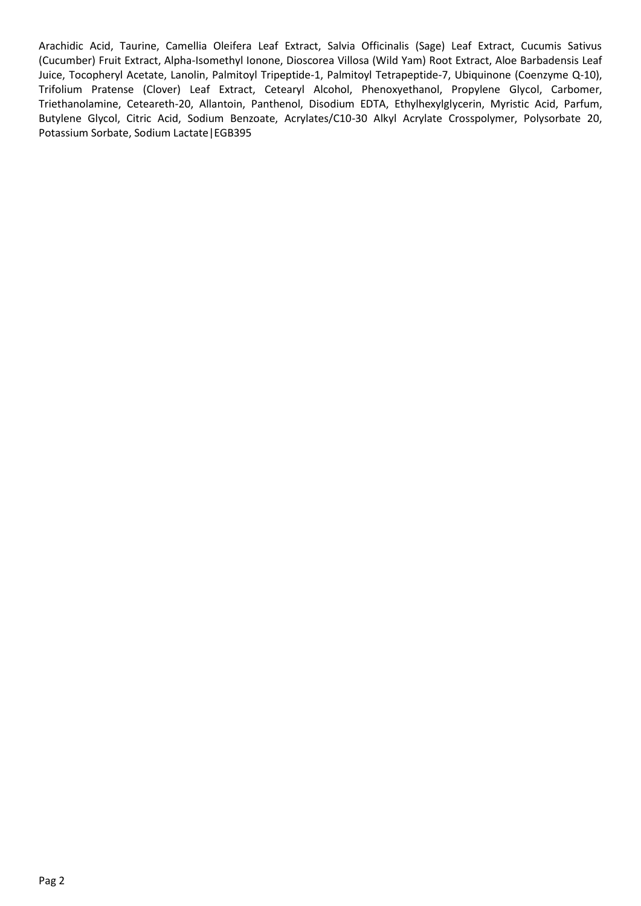Arachidic Acid, Taurine, Camellia Oleifera Leaf Extract, Salvia Officinalis (Sage) Leaf Extract, Cucumis Sativus (Cucumber) Fruit Extract, Alpha-Isomethyl Ionone, Dioscorea Villosa (Wild Yam) Root Extract, Aloe Barbadensis Leaf Juice, Tocopheryl Acetate, Lanolin, Palmitoyl Tripeptide-1, Palmitoyl Tetrapeptide-7, Ubiquinone (Coenzyme Q-10), Trifolium Pratense (Clover) Leaf Extract, Cetearyl Alcohol, Phenoxyethanol, Propylene Glycol, Carbomer, Triethanolamine, Ceteareth-20, Allantoin, Panthenol, Disodium EDTA, Ethylhexylglycerin, Myristic Acid, Parfum, Butylene Glycol, Citric Acid, Sodium Benzoate, Acrylates/C10-30 Alkyl Acrylate Crosspolymer, Polysorbate 20, Potassium Sorbate, Sodium Lactate|EGB395